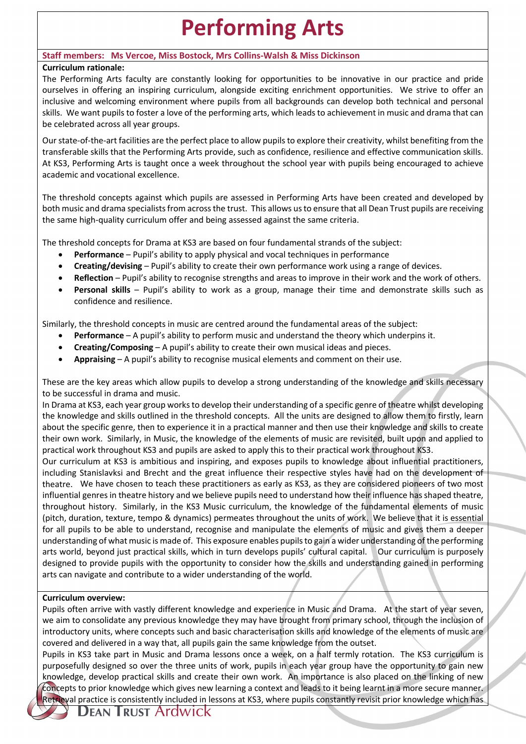# Performing Arts

**Staff members: Ms Vercoe, Miss Bostock, Mrs Collins-Walsh & Miss Dickinson**

**Curriculum rationale:**

The Performing Arts faculty are constantly looking for opportunities to be innovative in our practice and pride ourselves in offering an inspiring curriculum, alongside exciting enrichment opportunities. We strive to offer an inclusive and welcoming environment where pupils from all backgrounds can develop both technical and personal skills. We want pupils to foster a love of the performing arts, which leads to achievement in music and drama that can be celebrated across all year groups.

Our state-of-the-art facilities are the perfect place to allow pupils to explore their creativity, whilst benefiting from the transferable skills that the Performing Arts provide, such as confidence, resilience and effective communication skills. At KS3, Performing Arts is taught once a week throughout the school year with pupils being encouraged to achieve academic and vocational excellence.

The threshold concepts against which pupils are assessed in Performing Arts have been created and developed by both music and drama specialists from across the trust. This allows us to ensure that all Dean Trust pupils are receiving the same high-quality curriculum offer and being assessed against the same criteria.

The threshold concepts for Drama at KS3 are based on four fundamental strands of the subject:

- **Performance** – Pupil's ability to apply physical and vocal techniques in performance
- **Creating/devising** – Pupil's ability to create their own performance work using a range of devices.
- **Reflection** – Pupil's ability to recognise strengths and areas to improve in their work and the work of others.
- **Personal skills** – Pupil's ability to work as a group, manage their time and demonstrate skills such as confidence and resilience.

Similarly, the threshold concepts in music are centred around the fundamental areas of the subject:

- **Performance** – A pupil's ability to perform music and understand the theory which underpins it.
- **Creating/Composing** – A pupil's ability to create their own musical ideas and pieces.
- **Appraising** – A pupil's ability to recognise musical elements and comment on their use.

These are the key areas which allow pupils to develop a strong understanding of the knowledge and skills necessary to be successful in drama and music.

In Drama at KS3, each year group works to develop their understanding of a specific genre of theatre whilst developing the knowledge and skills outlined in the threshold concepts. All the units are designed to allow them to firstly, learn about the specific genre, then to experience it in a practical manner and then use their knowledge and skills to create their own work. Similarly, in Music, the knowledge of the elements of music are revisited, built upon and applied to practical work throughout KS3 and pupils are asked to apply this to their practical work throughout KS3.

Our curriculum at KS3 is ambitious and inspiring, and exposes pupils to knowledge about influential practitioners, including Stanislavksi and Brecht and the great influence their respective styles have had on the development of theatre. We have chosen to teach these practitioners as early as KS3, as they are considered pioneers of two most influential genres in theatre history and we believe pupils need to understand how their influence has shaped theatre, throughout history. Similarly, in the KS3 Music curriculum, the knowledge of the fundamental elements of music (pitch, duration, texture, tempo & dynamics) permeates throughout the units of work. We believe that it is essential for all pupils to be able to understand, recognise and manipulate the elements of music and gives them a deeper understanding of what music is made of. This exposure enables pupils to gain a wider understanding of the performing arts world, beyond just practical skills, which in turn develops pupils' cultural capital. Our curriculum is purposely designed to provide pupils with the opportunity to consider how the skills and understanding gained in performing arts can navigate and contribute to a wider understanding of the world.

**Curriculum overview:**

Pupils often arrive with vastly different knowledge and experience in Music and Drama. At the start of year seven, we aim to consolidate any previous knowledge they may have brought from primary school, through the inclusion of introductory units, where concepts such and basic characterisation skills and knowledge of the elements of music are covered and delivered in a way that, all pupils gain the same knowledge from the outset.

Pupils in KS3 take part in Music and Drama lessons once a week, on a half termly rotation. The KS3 curriculum is purposefully designed so over the three units of work, pupils in each year group have the opportunity to gain new knowledge, develop practical skills and create their own work. An importance is also placed on the linking of new concepts to prior knowledge which gives new learning a context and leads to it being learnt in a more secure manner. Retrieval practice is consistently included in lessons at KS3, where pupils constantly revisit prior knowledge which has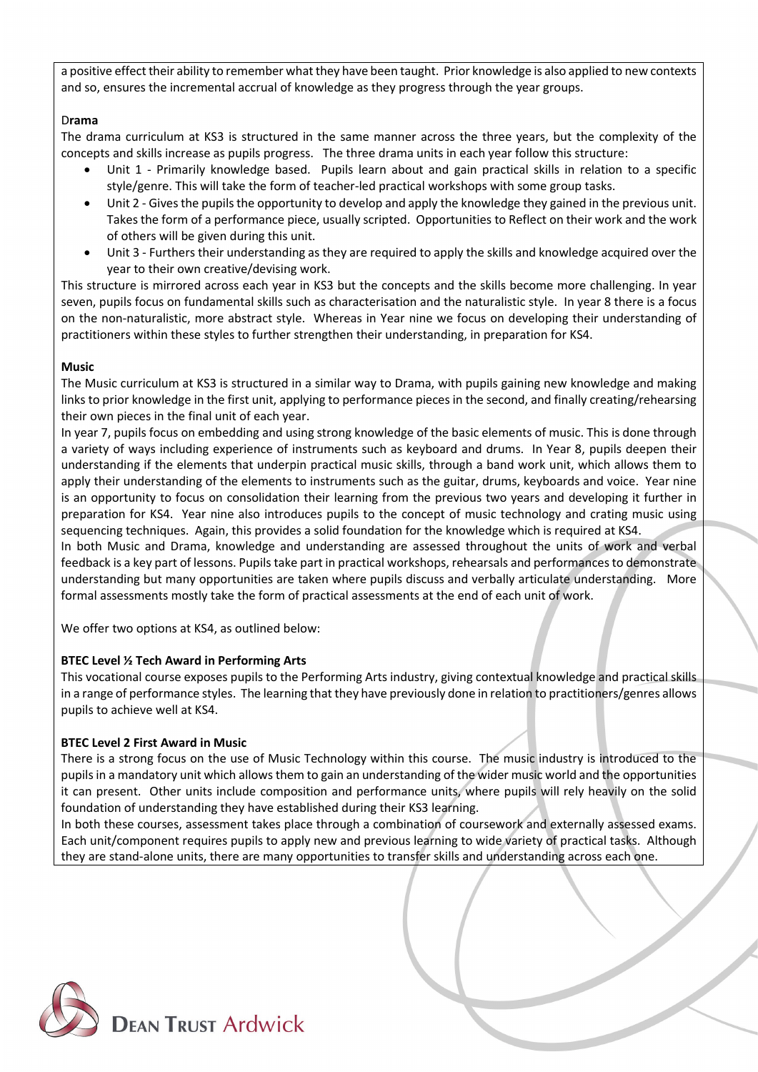a positive effect their ability to remember what they have been taught. Prior knowledge is also applied to new contexts and so, ensures the incremental accrual of knowledge as they progress through the year groups.

**Drama**

The drama curriculum at KS3 is structured in the same manner across the three years, but the complexity of the concepts and skills increase as pupils progress. The three drama units in each year follow this structure:

- Unit 1 - Primarily knowledge based. Pupils learn about and gain practical skills in relation to a specific style/genre. This will take the form of teacher-led practical workshops with some group tasks.
- Unit 2 - Gives the pupils the opportunity to develop and apply the knowledge they gained in the previous unit. Takes the form of a performance piece, usually scripted. Opportunities to Reflect on their work and the work of others will be given during this unit.
- Unit 3 - Furthers their understanding as they are required to apply the skills and knowledge acquired over the year to their own creative/devising work.

This structure is mirrored across each year in KS3 but the concepts and the skills become more challenging. In year seven, pupils focus on fundamental skills such as characterisation and the naturalistic style. In year 8 there is a focus on the non-naturalistic, more abstract style. Whereas in Year nine we focus on developing their understanding of practitioners within these styles to further strengthen their understanding, in preparation for KS4.

**Music**

The Music curriculum at KS3 is structured in a similar way to Drama, with pupils gaining new knowledge and making links to prior knowledge in the first unit, applying to performance pieces in the second, and finally creating/rehearsing their own pieces in the final unit of each year.

In year 7, pupils focus on embedding and using strong knowledge of the basic elements of music. This is done through a variety of ways including experience of instruments such as keyboard and drums. In Year 8, pupils deepen their understanding if the elements that underpin practical music skills, through a band work unit, which allows them to apply their understanding of the elements to instruments such as the guitar, drums, keyboards and voice. Year nine is an opportunity to focus on consolidation their learning from the previous two years and developing it further in preparation for KS4. Year nine also introduces pupils to the concept of music technology and crating music using sequencing techniques. Again, this provides a solid foundation for the knowledge which is required at KS4.

In both Music and Drama, knowledge and understanding are assessed throughout the units of work and verbal feedback is a key part of lessons. Pupils take part in practical workshops, rehearsals and performances to demonstrate understanding but many opportunities are taken where pupils discuss and verbally articulate understanding. More formal assessments mostly take the form of practical assessments at the end of each unit of work.

We offer two options at KS4, as outlined below:

**BTEC Level ½ Tech Award in Performing Arts**

This vocational course exposes pupils to the Performing Arts industry, giving contextual knowledge and practical skills in a range of performance styles. The learning that they have previously done in relation to practitioners/genres allows pupils to achieve well at KS4.

**BTEC Level 2 First Award in Music**

There is a strong focus on the use of Music Technology within this course. The music industry is introduced to the pupils in a mandatory unit which allows them to gain an understanding of the wider music world and the opportunities it can present. Other units include composition and performance units, where pupils will rely heavily on the solid foundation of understanding they have established during their KS3 learning.

In both these courses, assessment takes place through a combination of coursework and externally assessed exams. Each unit/component requires pupils to apply new and previous learning to wide variety of practical tasks. Although they are stand-alone units, there are many opportunities to transfer skills and understanding across each one.